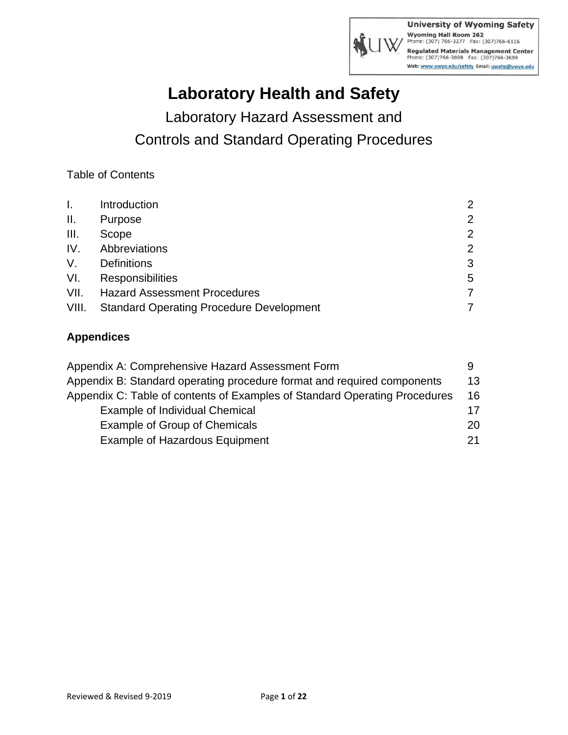University of Wyoming Safety
Wyoming Hall Room 262
Phone: (307) 766-3277 Fax: (307)766-6116
Regulated Materials Management Center
Phone: (307)766-3698 Fax: (307)766-3699
Web: www.uwyo.edu/safety Email: uwehs@uwyo.edu

# Laboratory Health and Safety

## Laboratory Hazard Assessment and Controls and Standard Operating Procedures

Table of Contents

| | | |
|---|---|---|
| I. | Introduction | 2 |
| II. | Purpose | 2 |
| III. | Scope | 2 |
| IV. | Abbreviations | 2 |
| V. | Definitions | 3 |
| VI. | Responsibilities | 5 |
| VII. | Hazard Assessment Procedures | 7 |
| VIII. | Standard Operating Procedure Development | 7 |

**Appendices**

| | |
|---|---|
| Appendix A: Comprehensive Hazard Assessment Form | 9 |
| Appendix B: Standard operating procedure format and required components | 13 |
| Appendix C: Table of contents of Examples of Standard Operating Procedures | 16 |
| Example of Individual Chemical | 17 |
| Example of Group of Chemicals | 20 |
| Example of Hazardous Equipment | 21 |

Reviewed & Revised 9-2019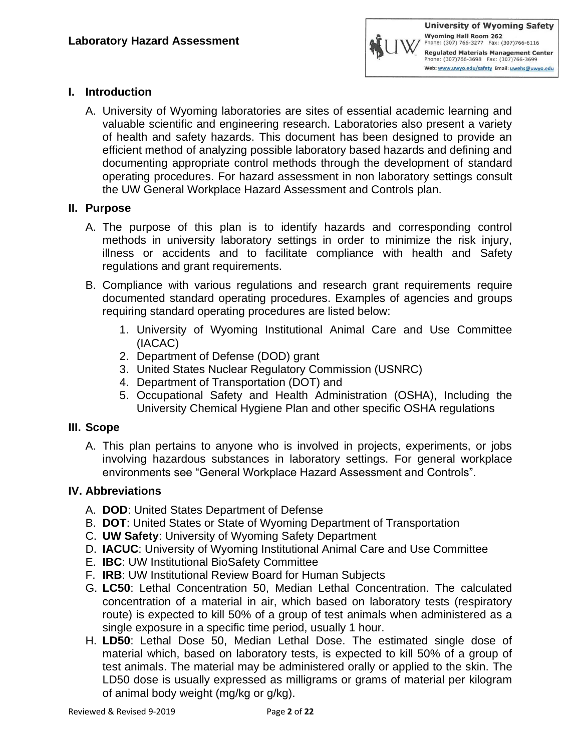## I. Introduction

A. University of Wyoming laboratories are sites of essential academic learning and valuable scientific and engineering research. Laboratories also present a variety of health and safety hazards. This document has been designed to provide an efficient method of analyzing possible laboratory based hazards and defining and documenting appropriate control methods through the development of standard operating procedures. For hazard assessment in non laboratory settings consult the UW General Workplace Hazard Assessment and Controls plan.

## II. Purpose

A. The purpose of this plan is to identify hazards and corresponding control methods in university laboratory settings in order to minimize the risk injury, illness or accidents and to facilitate compliance with health and Safety regulations and grant requirements.

B. Compliance with various regulations and research grant requirements require documented standard operating procedures. Examples of agencies and groups requiring standard operating procedures are listed below:

1. University of Wyoming Institutional Animal Care and Use Committee (IACAC)
2. Department of Defense (DOD) grant
3. United States Nuclear Regulatory Commission (USNRC)
4. Department of Transportation (DOT) and
5. Occupational Safety and Health Administration (OSHA), Including the University Chemical Hygiene Plan and other specific OSHA regulations

## III. Scope

A. This plan pertains to anyone who is involved in projects, experiments, or jobs involving hazardous substances in laboratory settings. For general workplace environments see "General Workplace Hazard Assessment and Controls".

## IV. Abbreviations

A. **DOD**: United States Department of Defense
B. **DOT**: United States or State of Wyoming Department of Transportation
C. **UW Safety**: University of Wyoming Safety Department
D. **IACUC**: University of Wyoming Institutional Animal Care and Use Committee
E. **IBC**: UW Institutional BioSafety Committee
F. **IRB**: UW Institutional Review Board for Human Subjects
G. **LC50**: Lethal Concentration 50, Median Lethal Concentration. The calculated concentration of a material in air, which based on laboratory tests (respiratory route) is expected to kill 50% of a group of test animals when administered as a single exposure in a specific time period, usually 1 hour.
H. **LD50**: Lethal Dose 50, Median Lethal Dose. The estimated single dose of material which, based on laboratory tests, is expected to kill 50% of a group of test animals. The material may be administered orally or applied to the skin. The LD50 dose is usually expressed as milligrams or grams of material per kilogram of animal body weight (mg/kg or g/kg).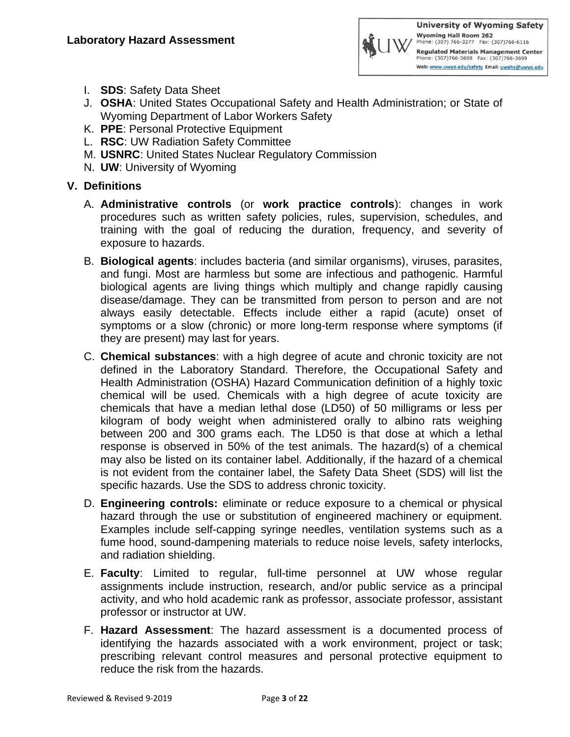I. **SDS**: Safety Data Sheet
J. **OSHA**: United States Occupational Safety and Health Administration; or State of Wyoming Department of Labor Workers Safety
K. **PPE**: Personal Protective Equipment
L. **RSC**: UW Radiation Safety Committee
M. **USNRC**: United States Nuclear Regulatory Commission
N. **UW**: University of Wyoming

## V. Definitions

A. **Administrative controls** (or **work practice controls**): changes in work procedures such as written safety policies, rules, supervision, schedules, and training with the goal of reducing the duration, frequency, and severity of exposure to hazards.

B. **Biological agents**: includes bacteria (and similar organisms), viruses, parasites, and fungi. Most are harmless but some are infectious and pathogenic. Harmful biological agents are living things which multiply and change rapidly causing disease/damage. They can be transmitted from person to person and are not always easily detectable. Effects include either a rapid (acute) onset of symptoms or a slow (chronic) or more long-term response where symptoms (if they are present) may last for years.

C. **Chemical substances**: with a high degree of acute and chronic toxicity are not defined in the Laboratory Standard. Therefore, the Occupational Safety and Health Administration (OSHA) Hazard Communication definition of a highly toxic chemical will be used. Chemicals with a high degree of acute toxicity are chemicals that have a median lethal dose (LD50) of 50 milligrams or less per kilogram of body weight when administered orally to albino rats weighing between 200 and 300 grams each. The LD50 is that dose at which a lethal response is observed in 50% of the test animals. The hazard(s) of a chemical may also be listed on its container label. Additionally, if the hazard of a chemical is not evident from the container label, the Safety Data Sheet (SDS) will list the specific hazards. Use the SDS to address chronic toxicity.

D. **Engineering controls:** eliminate or reduce exposure to a chemical or physical hazard through the use or substitution of engineered machinery or equipment. Examples include self-capping syringe needles, ventilation systems such as a fume hood, sound-dampening materials to reduce noise levels, safety interlocks, and radiation shielding.

E. **Faculty**: Limited to regular, full-time personnel at UW whose regular assignments include instruction, research, and/or public service as a principal activity, and who hold academic rank as professor, associate professor, assistant professor or instructor at UW.

F. **Hazard Assessment**: The hazard assessment is a documented process of identifying the hazards associated with a work environment, project or task; prescribing relevant control measures and personal protective equipment to reduce the risk from the hazards.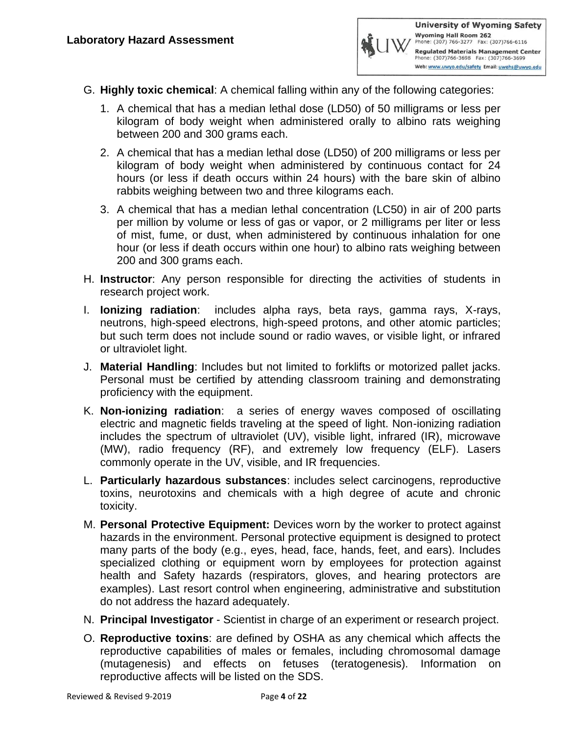G. **Highly toxic chemical**: A chemical falling within any of the following categories:

   1. A chemical that has a median lethal dose (LD50) of 50 milligrams or less per kilogram of body weight when administered orally to albino rats weighing between 200 and 300 grams each.
   2. A chemical that has a median lethal dose (LD50) of 200 milligrams or less per kilogram of body weight when administered by continuous contact for 24 hours (or less if death occurs within 24 hours) with the bare skin of albino rabbits weighing between two and three kilograms each.
   3. A chemical that has a median lethal concentration (LC50) in air of 200 parts per million by volume or less of gas or vapor, or 2 milligrams per liter or less of mist, fume, or dust, when administered by continuous inhalation for one hour (or less if death occurs within one hour) to albino rats weighing between 200 and 300 grams each.

H. **Instructor**: Any person responsible for directing the activities of students in research project work.

I. **Ionizing radiation**: includes alpha rays, beta rays, gamma rays, X-rays, neutrons, high-speed electrons, high-speed protons, and other atomic particles; but such term does not include sound or radio waves, or visible light, or infrared or ultraviolet light.

J. **Material Handling**: Includes but not limited to forklifts or motorized pallet jacks. Personal must be certified by attending classroom training and demonstrating proficiency with the equipment.

K. **Non-ionizing radiation**: a series of energy waves composed of oscillating electric and magnetic fields traveling at the speed of light. Non-ionizing radiation includes the spectrum of ultraviolet (UV), visible light, infrared (IR), microwave (MW), radio frequency (RF), and extremely low frequency (ELF). Lasers commonly operate in the UV, visible, and IR frequencies.

L. **Particularly hazardous substances**: includes select carcinogens, reproductive toxins, neurotoxins and chemicals with a high degree of acute and chronic toxicity.

M. **Personal Protective Equipment:** Devices worn by the worker to protect against hazards in the environment. Personal protective equipment is designed to protect many parts of the body (e.g., eyes, head, face, hands, feet, and ears). Includes specialized clothing or equipment worn by employees for protection against health and Safety hazards (respirators, gloves, and hearing protectors are examples). Last resort control when engineering, administrative and substitution do not address the hazard adequately.

N. **Principal Investigator** - Scientist in charge of an experiment or research project.

O. **Reproductive toxins**: are defined by OSHA as any chemical which affects the reproductive capabilities of males or females, including chromosomal damage (mutagenesis) and effects on fetuses (teratogenesis). Information on reproductive affects will be listed on the SDS.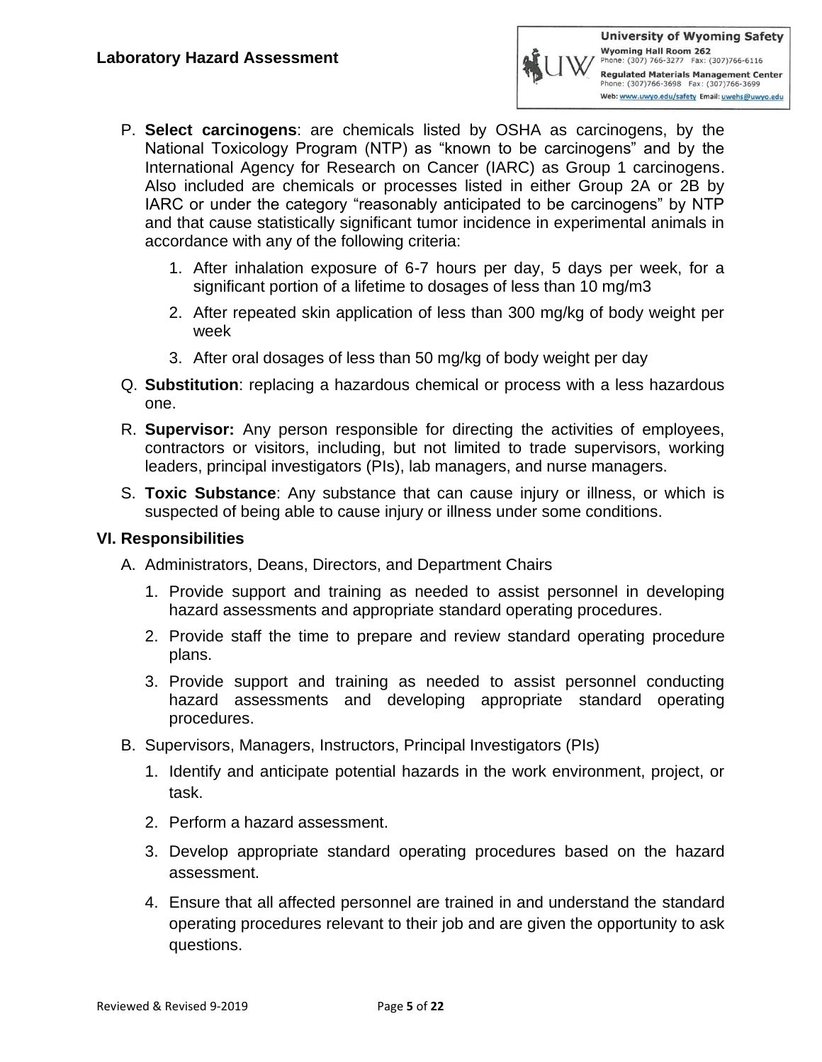P. **Select carcinogens**: are chemicals listed by OSHA as carcinogens, by the National Toxicology Program (NTP) as "known to be carcinogens" and by the International Agency for Research on Cancer (IARC) as Group 1 carcinogens. Also included are chemicals or processes listed in either Group 2A or 2B by IARC or under the category "reasonably anticipated to be carcinogens" by NTP and that cause statistically significant tumor incidence in experimental animals in accordance with any of the following criteria:

   1. After inhalation exposure of 6-7 hours per day, 5 days per week, for a significant portion of a lifetime to dosages of less than 10 mg/m3
   2. After repeated skin application of less than 300 mg/kg of body weight per week
   3. After oral dosages of less than 50 mg/kg of body weight per day

Q. **Substitution**: replacing a hazardous chemical or process with a less hazardous one.

R. **Supervisor:** Any person responsible for directing the activities of employees, contractors or visitors, including, but not limited to trade supervisors, working leaders, principal investigators (PIs), lab managers, and nurse managers.

S. **Toxic Substance**: Any substance that can cause injury or illness, or which is suspected of being able to cause injury or illness under some conditions.

## VI. Responsibilities

A. Administrators, Deans, Directors, and Department Chairs

   1. Provide support and training as needed to assist personnel in developing hazard assessments and appropriate standard operating procedures.
   2. Provide staff the time to prepare and review standard operating procedure plans.
   3. Provide support and training as needed to assist personnel conducting hazard assessments and developing appropriate standard operating procedures.

B. Supervisors, Managers, Instructors, Principal Investigators (PIs)

   1. Identify and anticipate potential hazards in the work environment, project, or task.
   2. Perform a hazard assessment.
   3. Develop appropriate standard operating procedures based on the hazard assessment.
   4. Ensure that all affected personnel are trained in and understand the standard operating procedures relevant to their job and are given the opportunity to ask questions.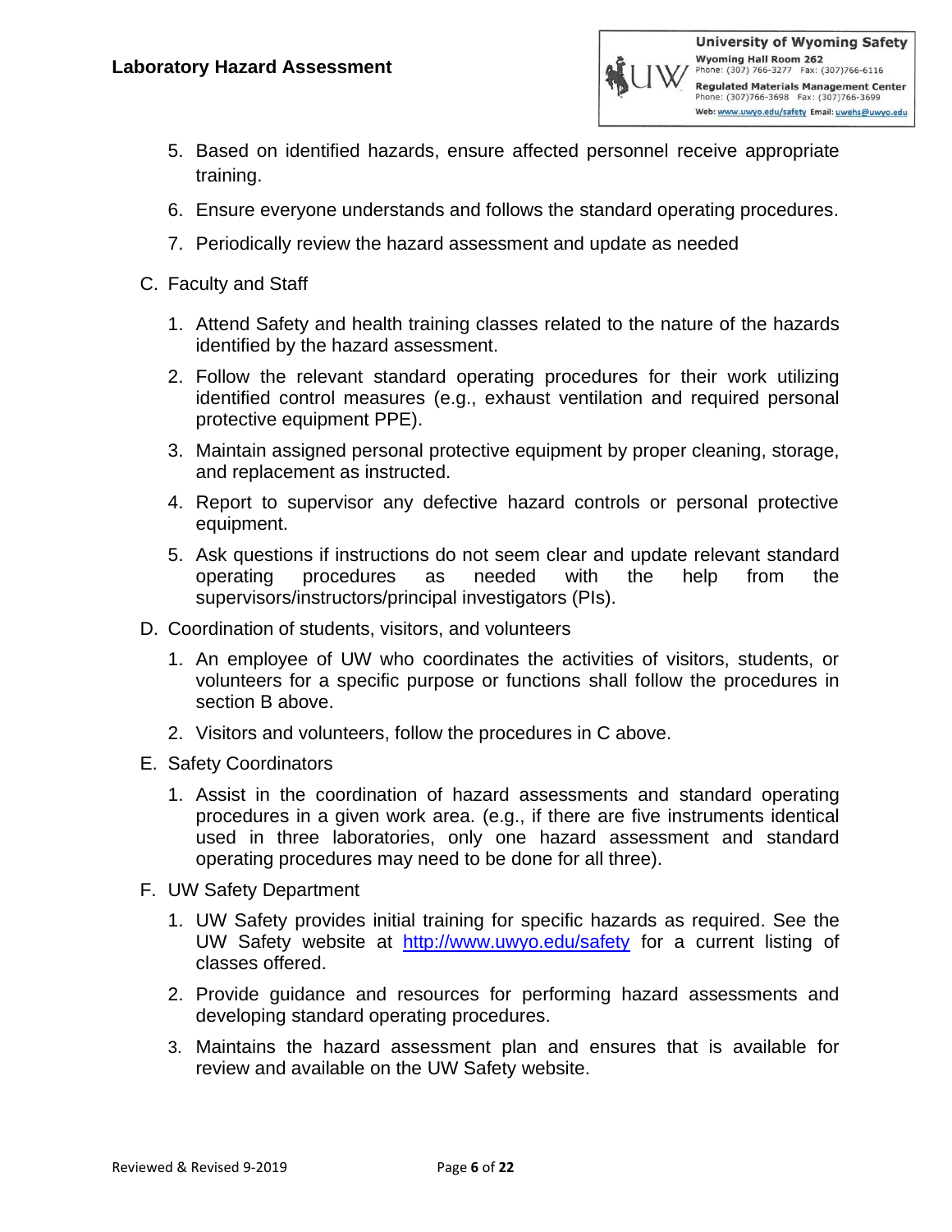5. Based on identified hazards, ensure affected personnel receive appropriate training.
6. Ensure everyone understands and follows the standard operating procedures.
7. Periodically review the hazard assessment and update as needed

C. Faculty and Staff

1. Attend Safety and health training classes related to the nature of the hazards identified by the hazard assessment.
2. Follow the relevant standard operating procedures for their work utilizing identified control measures (e.g., exhaust ventilation and required personal protective equipment PPE).
3. Maintain assigned personal protective equipment by proper cleaning, storage, and replacement as instructed.
4. Report to supervisor any defective hazard controls or personal protective equipment.
5. Ask questions if instructions do not seem clear and update relevant standard operating procedures as needed with the help from the supervisors/instructors/principal investigators (PIs).

D. Coordination of students, visitors, and volunteers

1. An employee of UW who coordinates the activities of visitors, students, or volunteers for a specific purpose or functions shall follow the procedures in section B above.
2. Visitors and volunteers, follow the procedures in C above.

E. Safety Coordinators

1. Assist in the coordination of hazard assessments and standard operating procedures in a given work area. (e.g., if there are five instruments identical used in three laboratories, only one hazard assessment and standard operating procedures may need to be done for all three).

F. UW Safety Department

1. UW Safety provides initial training for specific hazards as required. See the UW Safety website at http://www.uwyo.edu/safety for a current listing of classes offered.
2. Provide guidance and resources for performing hazard assessments and developing standard operating procedures.
3. Maintains the hazard assessment plan and ensures that is available for review and available on the UW Safety website.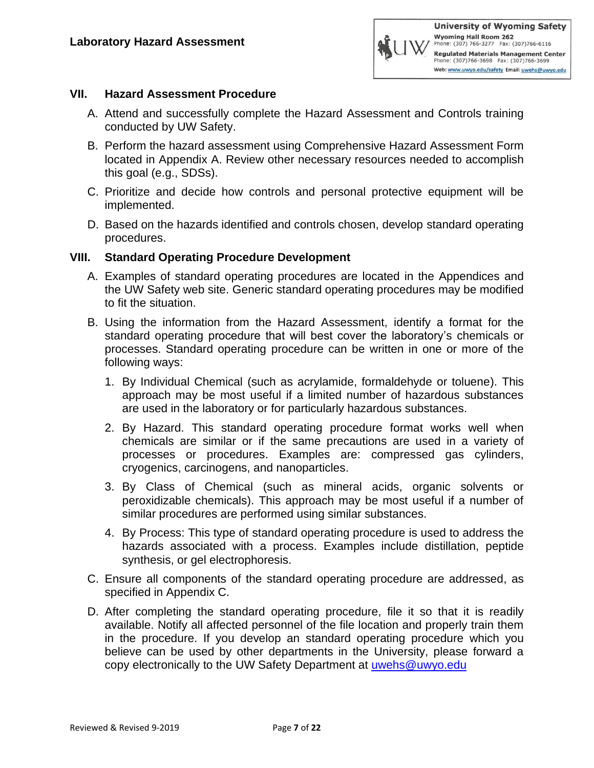## VII. Hazard Assessment Procedure

A. Attend and successfully complete the Hazard Assessment and Controls training conducted by UW Safety.

B. Perform the hazard assessment using Comprehensive Hazard Assessment Form located in Appendix A. Review other necessary resources needed to accomplish this goal (e.g., SDSs).

C. Prioritize and decide how controls and personal protective equipment will be implemented.

D. Based on the hazards identified and controls chosen, develop standard operating procedures.

## VIII. Standard Operating Procedure Development

A. Examples of standard operating procedures are located in the Appendices and the UW Safety web site. Generic standard operating procedures may be modified to fit the situation.

B. Using the information from the Hazard Assessment, identify a format for the standard operating procedure that will best cover the laboratory's chemicals or processes. Standard operating procedure can be written in one or more of the following ways:

1. By Individual Chemical (such as acrylamide, formaldehyde or toluene). This approach may be most useful if a limited number of hazardous substances are used in the laboratory or for particularly hazardous substances.
2. By Hazard. This standard operating procedure format works well when chemicals are similar or if the same precautions are used in a variety of processes or procedures. Examples are: compressed gas cylinders, cryogenics, carcinogens, and nanoparticles.
3. By Class of Chemical (such as mineral acids, organic solvents or peroxidizable chemicals). This approach may be most useful if a number of similar procedures are performed using similar substances.
4. By Process: This type of standard operating procedure is used to address the hazards associated with a process. Examples include distillation, peptide synthesis, or gel electrophoresis.

C. Ensure all components of the standard operating procedure are addressed, as specified in Appendix C.

D. After completing the standard operating procedure, file it so that it is readily available. Notify all affected personnel of the file location and properly train them in the procedure. If you develop an standard operating procedure which you believe can be used by other departments in the University, please forward a copy electronically to the UW Safety Department at uwehs@uwyo.edu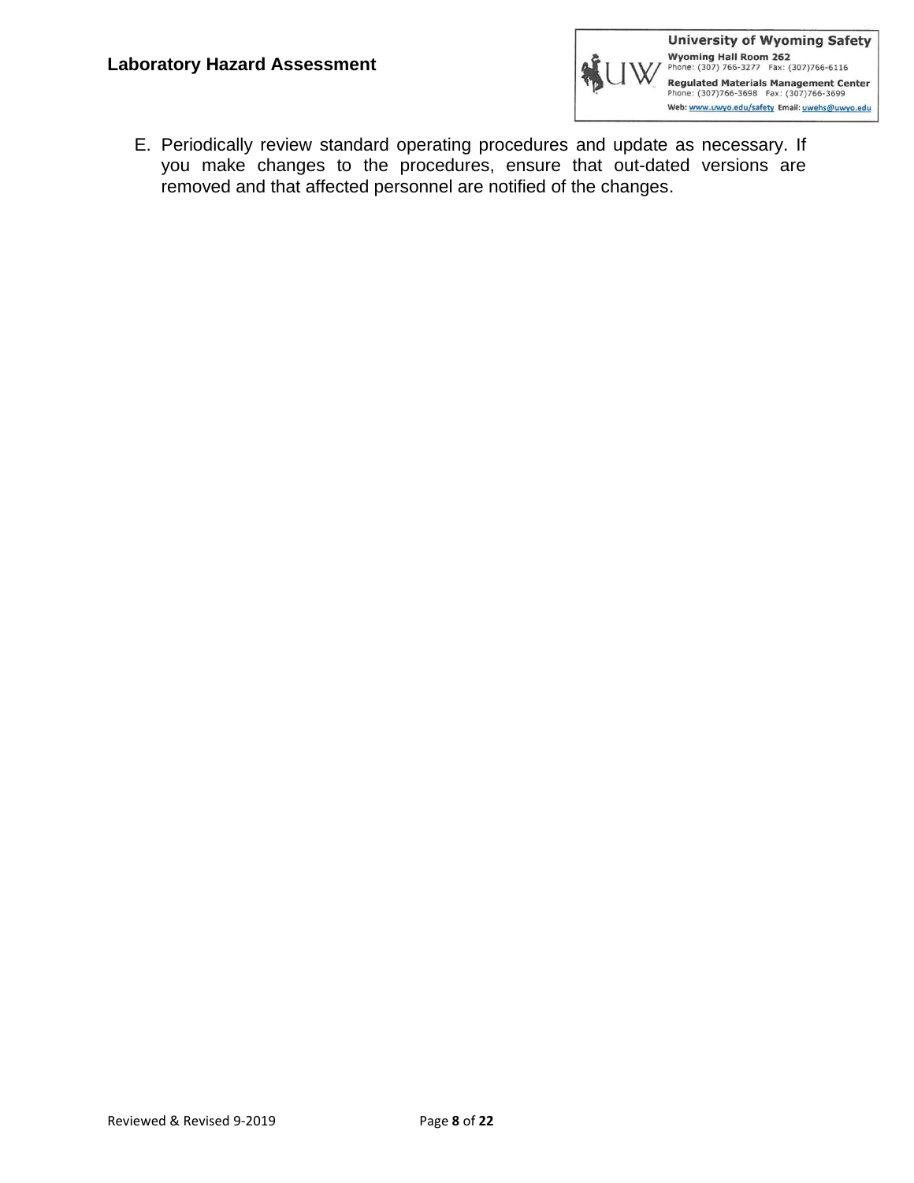E. Periodically review standard operating procedures and update as necessary. If you make changes to the procedures, ensure that out-dated versions are removed and that affected personnel are notified of the changes.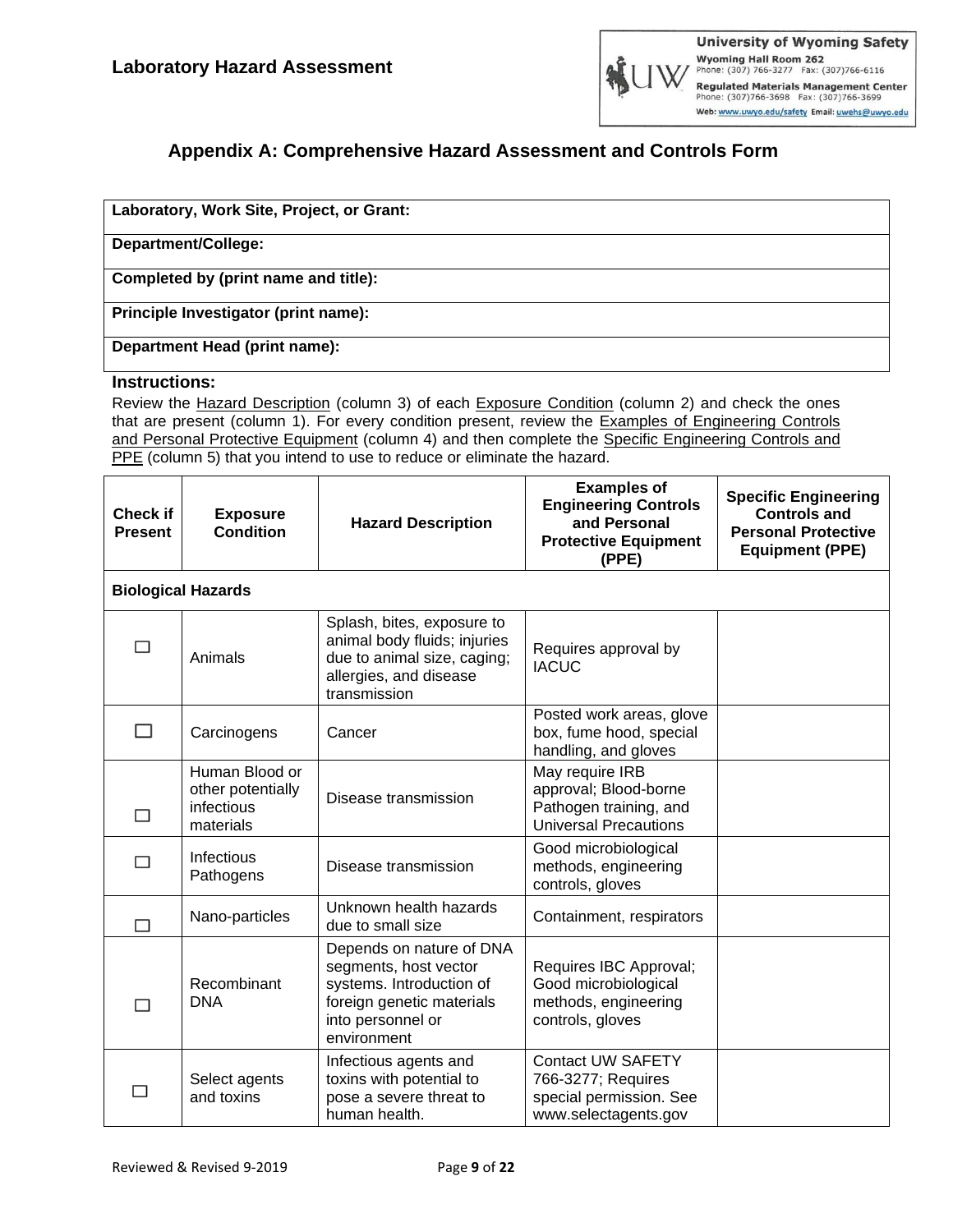## Laboratory Hazard Assessment

University of Wyoming Safety
Wyoming Hall Room 262
Phone: (307) 766-3277 Fax: (307)766-6116
Regulated Materials Management Center
Phone: (307)766-3698 Fax: (307)766-3699
Web: www.uwyo.edu/safety Email: uwehs@uwyo.edu

# Appendix A: Comprehensive Hazard Assessment and Controls Form

| Laboratory, Work Site, Project, or Grant: |
|---|
| Department/College: |
| Completed by (print name and title): |
| Principle Investigator (print name): |
| Department Head (print name): |

**Instructions:**

Review the Hazard Description (column 3) of each Exposure Condition (column 2) and check the ones that are present (column 1). For every condition present, review the Examples of Engineering Controls and Personal Protective Equipment (column 4) and then complete the Specific Engineering Controls and PPE (column 5) that you intend to use to reduce or eliminate the hazard.

| Check if Present | Exposure Condition | Hazard Description | Examples of Engineering Controls and Personal Protective Equipment (PPE) | Specific Engineering Controls and Personal Protective Equipment (PPE) |
|---|---|---|---|---|
| **Biological Hazards** | | | | |
| ☐ | Animals | Splash, bites, exposure to animal body fluids; injuries due to animal size, caging; allergies, and disease transmission | Requires approval by IACUC | |
| ☐ | Carcinogens | Cancer | Posted work areas, glove box, fume hood, special handling, and gloves | |
| ☐ | Human Blood or other potentially infectious materials | Disease transmission | May require IRB approval; Blood-borne Pathogen training, and Universal Precautions | |
| ☐ | Infectious Pathogens | Disease transmission | Good microbiological methods, engineering controls, gloves | |
| ☐ | Nano-particles | Unknown health hazards due to small size | Containment, respirators | |
| ☐ | Recombinant DNA | Depends on nature of DNA segments, host vector systems. Introduction of foreign genetic materials into personnel or environment | Requires IBC Approval; Good microbiological methods, engineering controls, gloves | |
| ☐ | Select agents and toxins | Infectious agents and toxins with potential to pose a severe threat to human health. | Contact UW SAFETY 766-3277; Requires special permission. See www.selectagents.gov | |

Reviewed & Revised 9-2019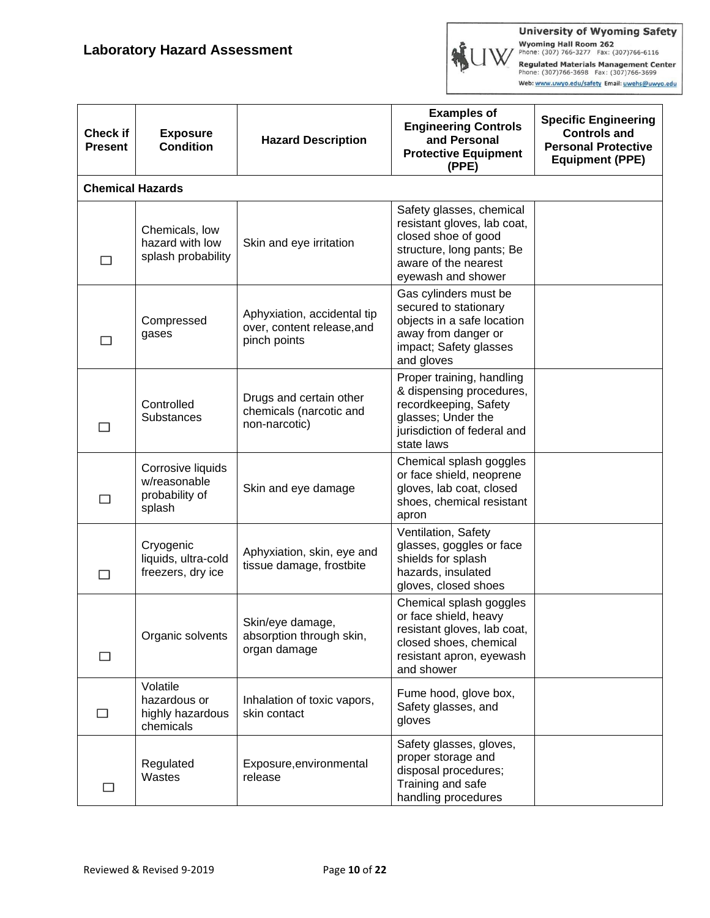# Laboratory Hazard Assessment

University of Wyoming Safety
Wyoming Hall Room 262
Phone: (307) 766-3277 Fax: (307)766-6116
Regulated Materials Management Center
Phone: (307)766-3698 Fax: (307)766-3699
Web: www.uwyo.edu/safety Email: uwehs@uwyo.edu

| Check if Present | Exposure Condition | Hazard Description | Examples of Engineering Controls and Personal Protective Equipment (PPE) | Specific Engineering Controls and Personal Protective Equipment (PPE) |
|---|---|---|---|---|
| **Chemical Hazards** | | | | |
| ☐ | Chemicals, low hazard with low splash probability | Skin and eye irritation | Safety glasses, chemical resistant gloves, lab coat, closed shoe of good structure, long pants; Be aware of the nearest eyewash and shower | |
| ☐ | Compressed gases | Aphyxiation, accidental tip over, content release,and pinch points | Gas cylinders must be secured to stationary objects in a safe location away from danger or impact; Safety glasses and gloves | |
| ☐ | Controlled Substances | Drugs and certain other chemicals (narcotic and non-narcotic) | Proper training, handling & dispensing procedures, recordkeeping, Safety glasses; Under the jurisdiction of federal and state laws | |
| ☐ | Corrosive liquids w/reasonable probability of splash | Skin and eye damage | Chemical splash goggles or face shield, neoprene gloves, lab coat, closed shoes, chemical resistant apron | |
| ☐ | Cryogenic liquids, ultra-cold freezers, dry ice | Aphyxiation, skin, eye and tissue damage, frostbite | Ventilation, Safety glasses, goggles or face shields for splash hazards, insulated gloves, closed shoes | |
| ☐ | Organic solvents | Skin/eye damage, absorption through skin, organ damage | Chemical splash goggles or face shield, heavy resistant gloves, lab coat, closed shoes, chemical resistant apron, eyewash and shower | |
| ☐ | Volatile hazardous or highly hazardous chemicals | Inhalation of toxic vapors, skin contact | Fume hood, glove box, Safety glasses, and gloves | |
| ☐ | Regulated Wastes | Exposure,environmental release | Safety glasses, gloves, proper storage and disposal procedures; Training and safe handling procedures | |

Reviewed & Revised 9-2019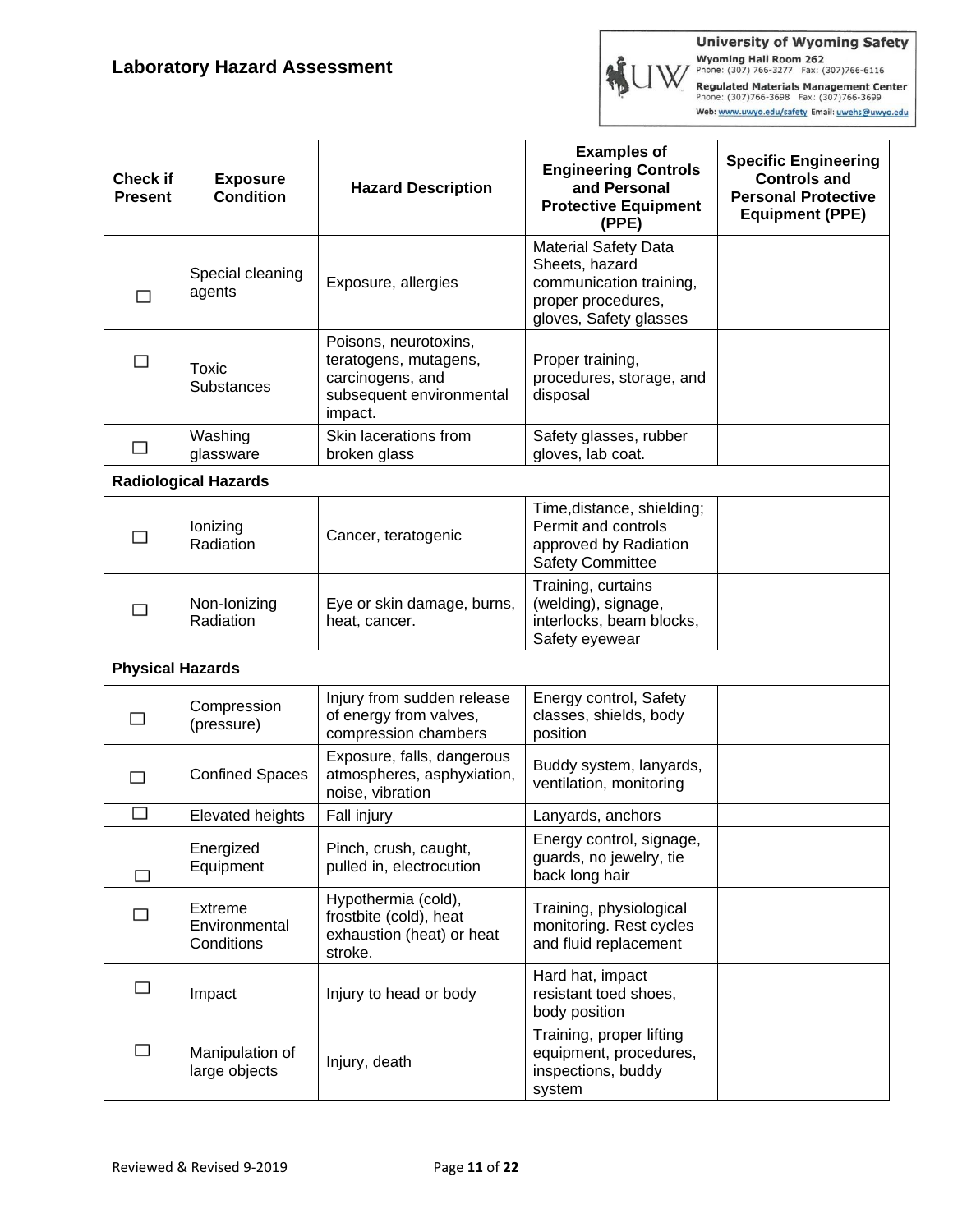## Laboratory Hazard Assessment

University of Wyoming Safety
Wyoming Hall Room 262
Phone: (307) 766-3277 Fax: (307)766-6116
Regulated Materials Management Center
Phone: (307)766-3698 Fax: (307)766-3699
Web: www.uwyo.edu/safety Email: uwehs@uwyo.edu

| Check if Present | Exposure Condition | Hazard Description | Examples of Engineering Controls and Personal Protective Equipment (PPE) | Specific Engineering Controls and Personal Protective Equipment (PPE) |
|---|---|---|---|---|
| ☐ | Special cleaning agents | Exposure, allergies | Material Safety Data Sheets, hazard communication training, proper procedures, gloves, Safety glasses | |
| ☐ | Toxic Substances | Poisons, neurotoxins, teratogens, mutagens, carcinogens, and subsequent environmental impact. | Proper training, procedures, storage, and disposal | |
| ☐ | Washing glassware | Skin lacerations from broken glass | Safety glasses, rubber gloves, lab coat. | |
| **Radiological Hazards** | | | | |
| ☐ | Ionizing Radiation | Cancer, teratogenic | Time,distance, shielding; Permit and controls approved by Radiation Safety Committee | |
| ☐ | Non-Ionizing Radiation | Eye or skin damage, burns, heat, cancer. | Training, curtains (welding), signage, interlocks, beam blocks, Safety eyewear | |
| **Physical Hazards** | | | | |
| ☐ | Compression (pressure) | Injury from sudden release of energy from valves, compression chambers | Energy control, Safety classes, shields, body position | |
| ☐ | Confined Spaces | Exposure, falls, dangerous atmospheres, asphyxiation, noise, vibration | Buddy system, lanyards, ventilation, monitoring | |
| ☐ | Elevated heights | Fall injury | Lanyards, anchors | |
| ☐ | Energized Equipment | Pinch, crush, caught, pulled in, electrocution | Energy control, signage, guards, no jewelry, tie back long hair | |
| ☐ | Extreme Environmental Conditions | Hypothermia (cold), frostbite (cold), heat exhaustion (heat) or heat stroke. | Training, physiological monitoring. Rest cycles and fluid replacement | |
| ☐ | Impact | Injury to head or body | Hard hat, impact resistant toed shoes, body position | |
| ☐ | Manipulation of large objects | Injury, death | Training, proper lifting equipment, procedures, inspections, buddy system | |

Reviewed & Revised 9-2019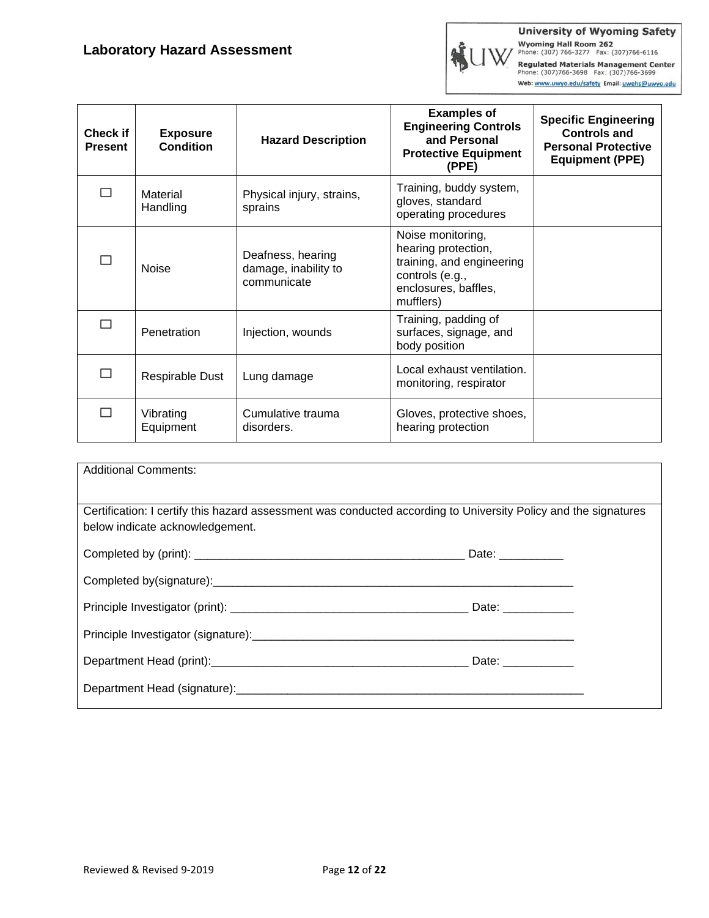## Laboratory Hazard Assessment

**University of Wyoming Safety**
Wyoming Hall Room 262
Phone: (307) 766-3277 Fax: (307)766-6116
Regulated Materials Management Center
Phone: (307)766-3698 Fax: (307)766-3699
Web: www.uwyo.edu/safety Email: uwehs@uwyo.edu

| Check if Present | Exposure Condition | Hazard Description | Examples of Engineering Controls and Personal Protective Equipment (PPE) | Specific Engineering Controls and Personal Protective Equipment (PPE) |
|---|---|---|---|---|
| ☐ | Material Handling | Physical injury, strains, sprains | Training, buddy system, gloves, standard operating procedures | |
| ☐ | Noise | Deafness, hearing damage, inability to communicate | Noise monitoring, hearing protection, training, and engineering controls (e.g., enclosures, baffles, mufflers) | |
| ☐ | Penetration | Injection, wounds | Training, padding of surfaces, signage, and body position | |
| ☐ | Respirable Dust | Lung damage | Local exhaust ventilation. monitoring, respirator | |
| ☐ | Vibrating Equipment | Cumulative trauma disorders. | Gloves, protective shoes, hearing protection | |

Additional Comments:

Certification: I certify this hazard assessment was conducted according to University Policy and the signatures below indicate acknowledgement.

Completed by (print): ___________________________________________ Date: __________

Completed by(signature):____________________________________________________________

Principle Investigator (print): _____________________________________ Date: ___________

Principle Investigator (signature):____________________________________________________

Department Head (print):_________________________________________ Date: ___________

Department Head (signature):________________________________________________________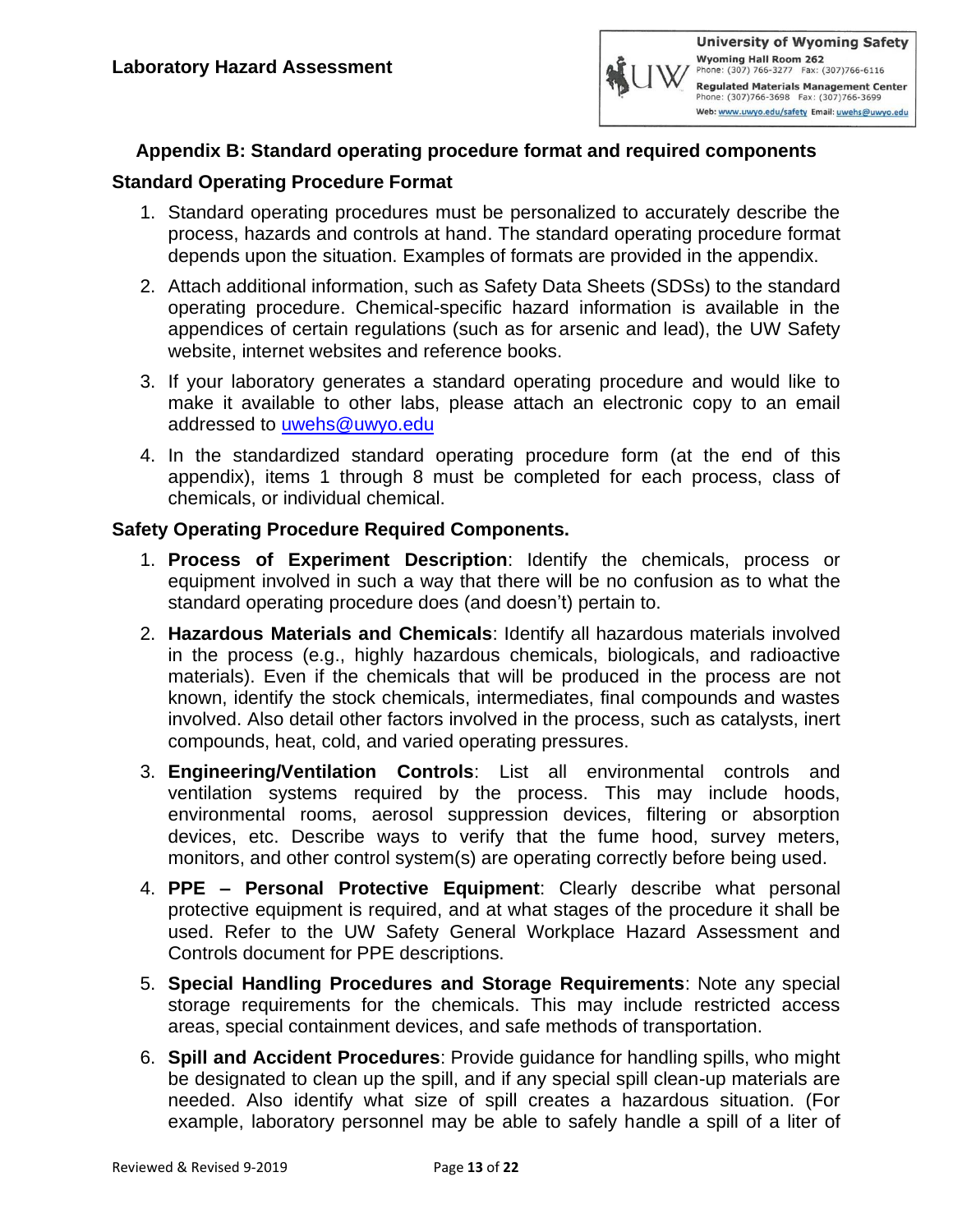## Appendix B: Standard operating procedure format and required components

### Standard Operating Procedure Format

1. Standard operating procedures must be personalized to accurately describe the process, hazards and controls at hand. The standard operating procedure format depends upon the situation. Examples of formats are provided in the appendix.
2. Attach additional information, such as Safety Data Sheets (SDSs) to the standard operating procedure. Chemical-specific hazard information is available in the appendices of certain regulations (such as for arsenic and lead), the UW Safety website, internet websites and reference books.
3. If your laboratory generates a standard operating procedure and would like to make it available to other labs, please attach an electronic copy to an email addressed to uwehs@uwyo.edu
4. In the standardized standard operating procedure form (at the end of this appendix), items 1 through 8 must be completed for each process, class of chemicals, or individual chemical.

### Safety Operating Procedure Required Components.

1. **Process of Experiment Description**: Identify the chemicals, process or equipment involved in such a way that there will be no confusion as to what the standard operating procedure does (and doesn't) pertain to.
2. **Hazardous Materials and Chemicals**: Identify all hazardous materials involved in the process (e.g., highly hazardous chemicals, biologicals, and radioactive materials). Even if the chemicals that will be produced in the process are not known, identify the stock chemicals, intermediates, final compounds and wastes involved. Also detail other factors involved in the process, such as catalysts, inert compounds, heat, cold, and varied operating pressures.
3. **Engineering/Ventilation Controls**: List all environmental controls and ventilation systems required by the process. This may include hoods, environmental rooms, aerosol suppression devices, filtering or absorption devices, etc. Describe ways to verify that the fume hood, survey meters, monitors, and other control system(s) are operating correctly before being used.
4. **PPE – Personal Protective Equipment**: Clearly describe what personal protective equipment is required, and at what stages of the procedure it shall be used. Refer to the UW Safety General Workplace Hazard Assessment and Controls document for PPE descriptions.
5. **Special Handling Procedures and Storage Requirements**: Note any special storage requirements for the chemicals. This may include restricted access areas, special containment devices, and safe methods of transportation.
6. **Spill and Accident Procedures**: Provide guidance for handling spills, who might be designated to clean up the spill, and if any special spill clean-up materials are needed. Also identify what size of spill creates a hazardous situation. (For example, laboratory personnel may be able to safely handle a spill of a liter of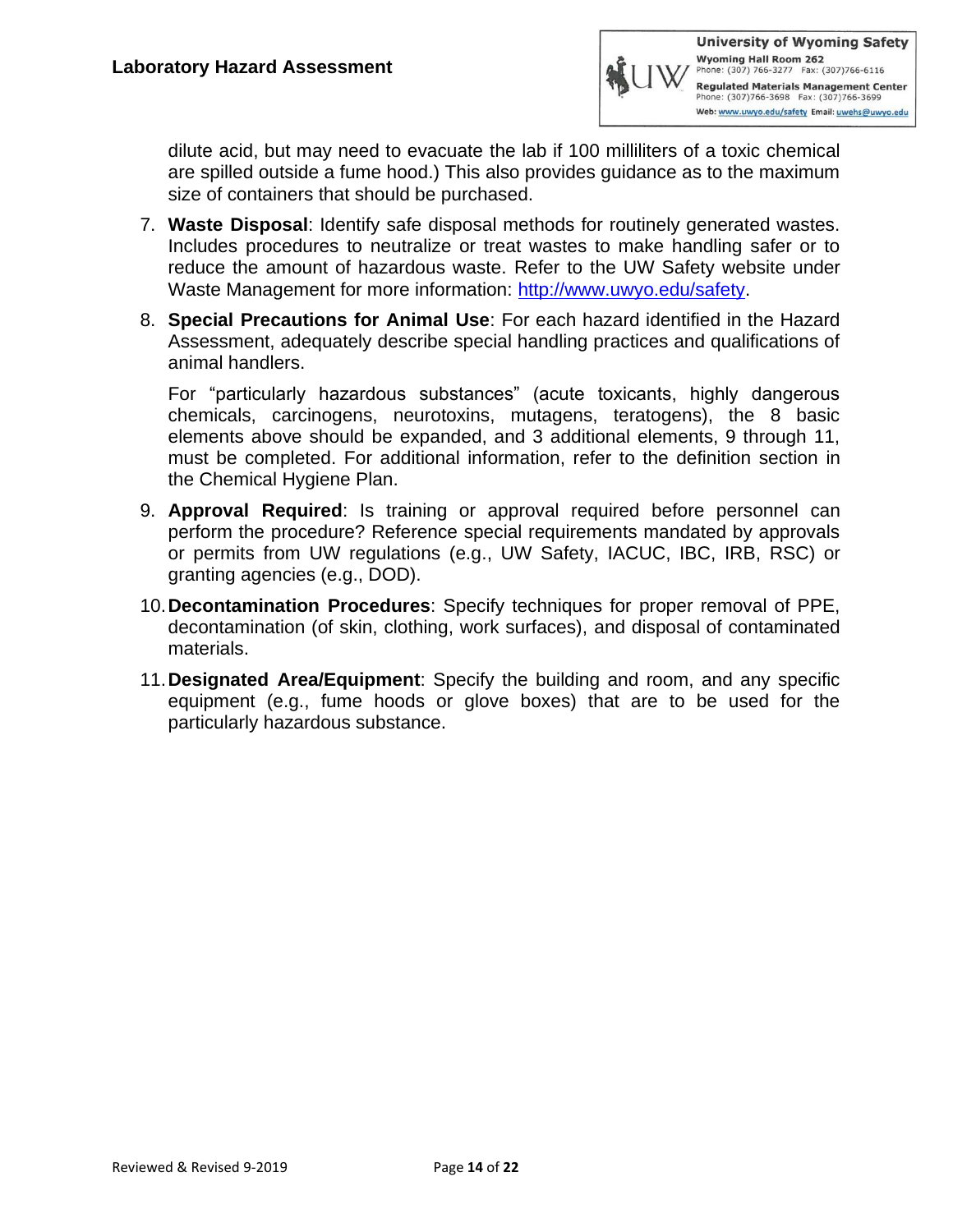dilute acid, but may need to evacuate the lab if 100 milliliters of a toxic chemical are spilled outside a fume hood.) This also provides guidance as to the maximum size of containers that should be purchased.

7. **Waste Disposal**: Identify safe disposal methods for routinely generated wastes. Includes procedures to neutralize or treat wastes to make handling safer or to reduce the amount of hazardous waste. Refer to the UW Safety website under Waste Management for more information: http://www.uwyo.edu/safety.

8. **Special Precautions for Animal Use**: For each hazard identified in the Hazard Assessment, adequately describe special handling practices and qualifications of animal handlers.

   For "particularly hazardous substances" (acute toxicants, highly dangerous chemicals, carcinogens, neurotoxins, mutagens, teratogens), the 8 basic elements above should be expanded, and 3 additional elements, 9 through 11, must be completed. For additional information, refer to the definition section in the Chemical Hygiene Plan.

9. **Approval Required**: Is training or approval required before personnel can perform the procedure? Reference special requirements mandated by approvals or permits from UW regulations (e.g., UW Safety, IACUC, IBC, IRB, RSC) or granting agencies (e.g., DOD).

10. **Decontamination Procedures**: Specify techniques for proper removal of PPE, decontamination (of skin, clothing, work surfaces), and disposal of contaminated materials.

11. **Designated Area/Equipment**: Specify the building and room, and any specific equipment (e.g., fume hoods or glove boxes) that are to be used for the particularly hazardous substance.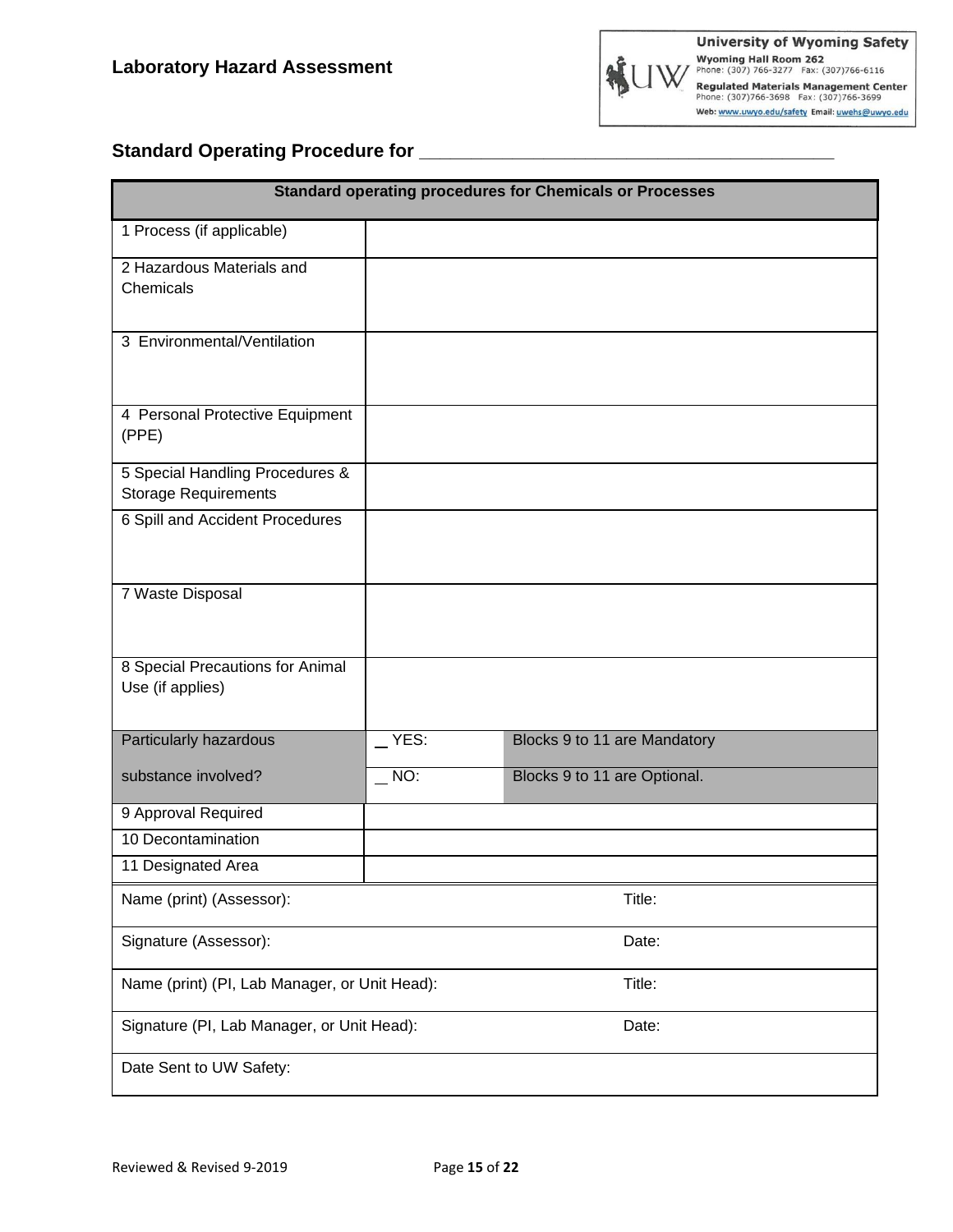**Laboratory Hazard Assessment**

University of Wyoming Safety
Wyoming Hall Room 262
Phone: (307) 766-3277 Fax: (307)766-6116
Regulated Materials Management Center
Phone: (307)766-3698 Fax: (307)766-3699
Web: www.uwyo.edu/safety Email: uwehs@uwyo.edu

## Standard Operating Procedure for ________________________________________

| Standard operating procedures for Chemicals or Processes | | |
|---|---|---|
| 1 Process (if applicable) | | |
| 2 Hazardous Materials and Chemicals | | |
| 3 Environmental/Ventilation | | |
| 4 Personal Protective Equipment (PPE) | | |
| 5 Special Handling Procedures & Storage Requirements | | |
| 6 Spill and Accident Procedures | | |
| 7 Waste Disposal | | |
| 8 Special Precautions for Animal Use (if applies) | | |
| Particularly hazardous | _ YES: | Blocks 9 to 11 are Mandatory |
| substance involved? | _ NO: | Blocks 9 to 11 are Optional. |
| 9 Approval Required | | |
| 10 Decontamination | | |
| 11 Designated Area | | |

| | |
|---|---|
| Name (print) (Assessor): | Title: |
| Signature (Assessor): | Date: |
| Name (print) (PI, Lab Manager, or Unit Head): | Title: |
| Signature (PI, Lab Manager, or Unit Head): | Date: |
| Date Sent to UW Safety: | |

Reviewed & Revised 9-2019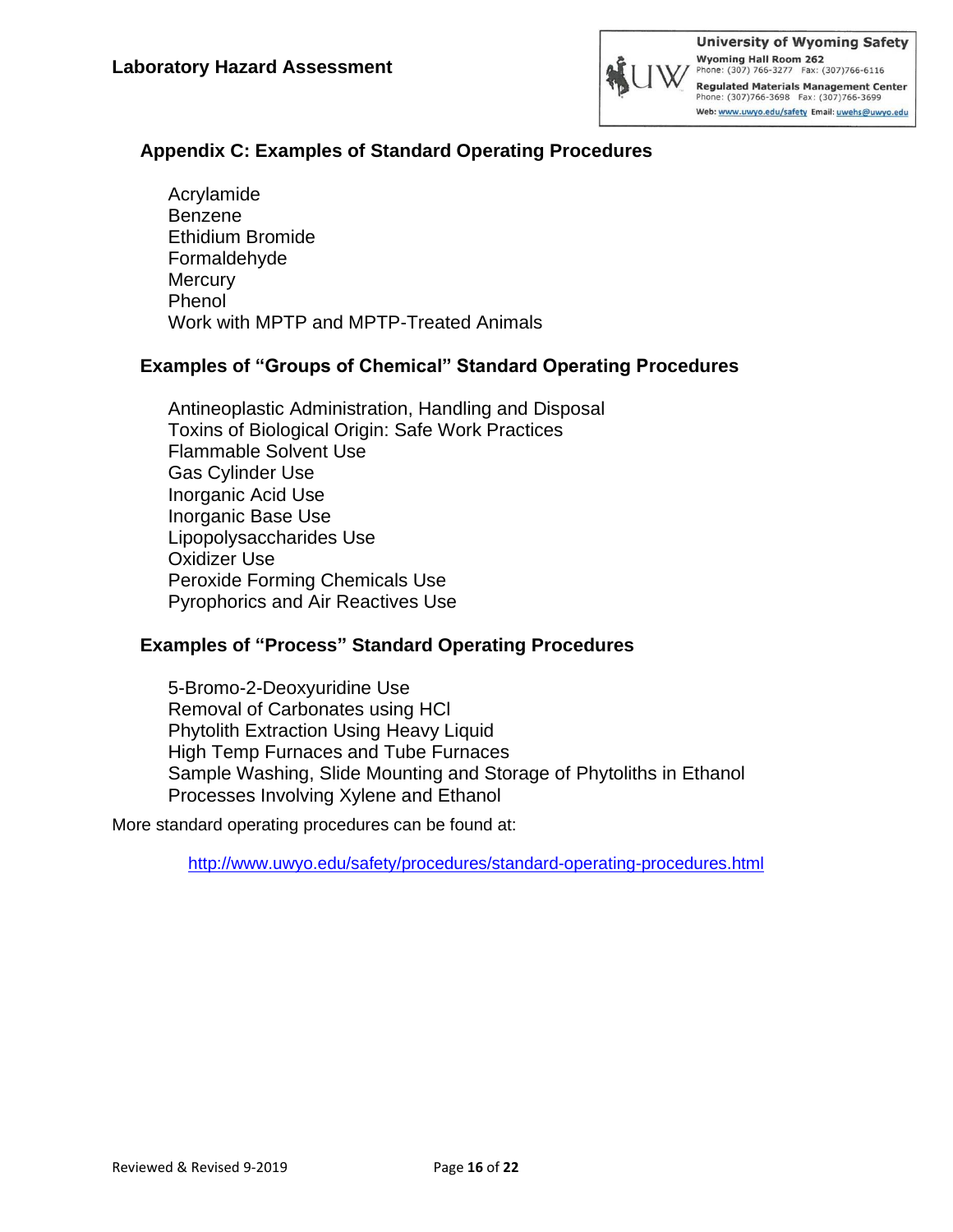## Appendix C: Examples of Standard Operating Procedures

- Acrylamide
- Benzene
- Ethidium Bromide
- Formaldehyde
- Mercury
- Phenol
- Work with MPTP and MPTP-Treated Animals

## Examples of "Groups of Chemical" Standard Operating Procedures

- Antineoplastic Administration, Handling and Disposal
- Toxins of Biological Origin: Safe Work Practices
- Flammable Solvent Use
- Gas Cylinder Use
- Inorganic Acid Use
- Inorganic Base Use
- Lipopolysaccharides Use
- Oxidizer Use
- Peroxide Forming Chemicals Use
- Pyrophorics and Air Reactives Use

## Examples of "Process" Standard Operating Procedures

- 5-Bromo-2-Deoxyuridine Use
- Removal of Carbonates using HCl
- Phytolith Extraction Using Heavy Liquid
- High Temp Furnaces and Tube Furnaces
- Sample Washing, Slide Mounting and Storage of Phytoliths in Ethanol
- Processes Involving Xylene and Ethanol

More standard operating procedures can be found at:

http://www.uwyo.edu/safety/procedures/standard-operating-procedures.html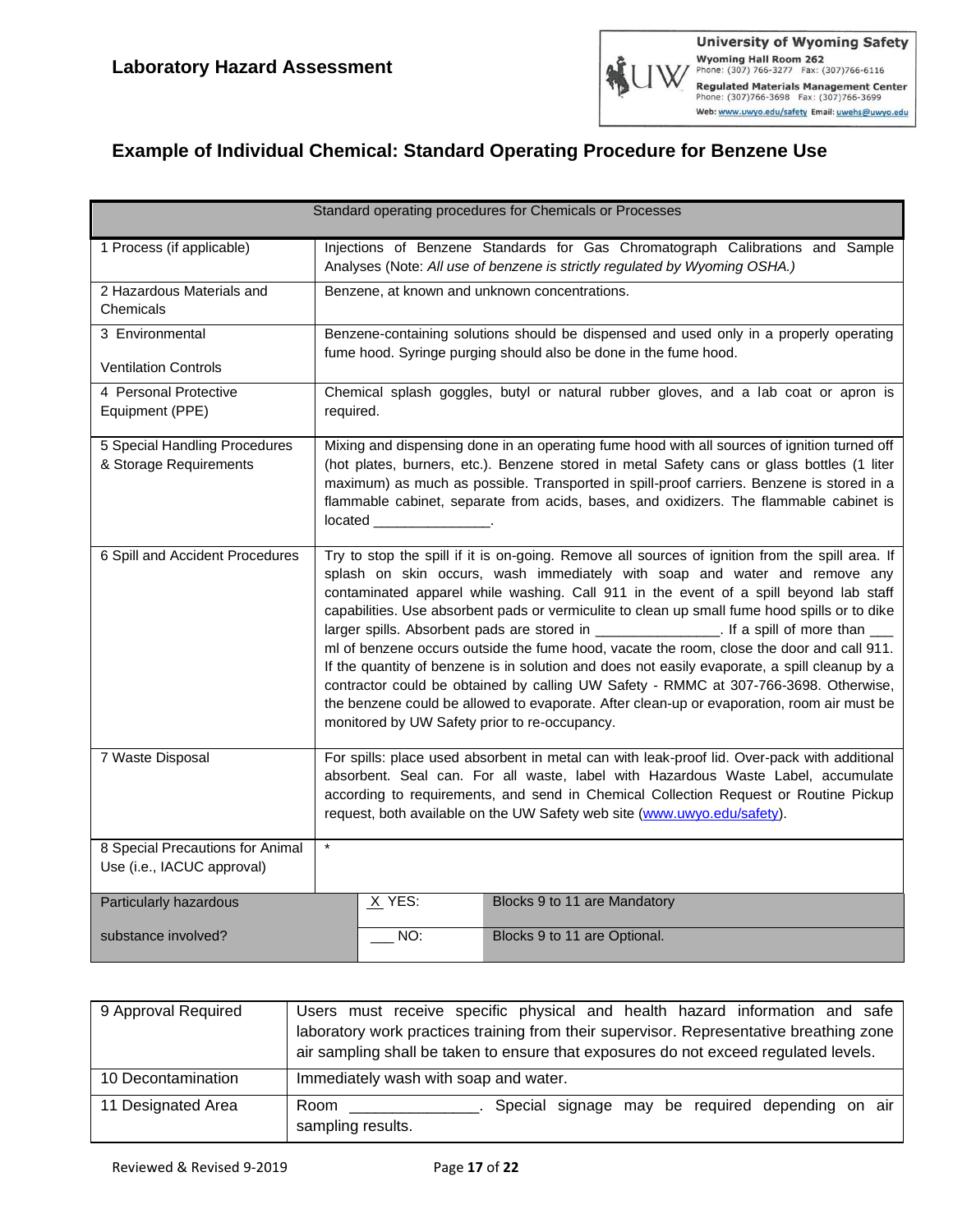## Laboratory Hazard Assessment

University of Wyoming Safety
Wyoming Hall Room 262
Phone: (307) 766-3277 Fax: (307)766-6116
Regulated Materials Management Center
Phone: (307)766-3698 Fax: (307)766-3699
Web: www.uwyo.edu/safety Email: uwehs@uwyo.edu

# Example of Individual Chemical: Standard Operating Procedure for Benzene Use

| Standard operating procedures for Chemicals or Processes | | |
|---|---|---|
| 1 Process (if applicable) | Injections of Benzene Standards for Gas Chromatograph Calibrations and Sample Analyses (Note: *All use of benzene is strictly regulated by Wyoming OSHA.)* | |
| 2 Hazardous Materials and Chemicals | Benzene, at known and unknown concentrations. | |
| 3 Environmental Ventilation Controls | Benzene-containing solutions should be dispensed and used only in a properly operating fume hood. Syringe purging should also be done in the fume hood. | |
| 4 Personal Protective Equipment (PPE) | Chemical splash goggles, butyl or natural rubber gloves, and a lab coat or apron is required. | |
| 5 Special Handling Procedures & Storage Requirements | Mixing and dispensing done in an operating fume hood with all sources of ignition turned off (hot plates, burners, etc.). Benzene stored in metal Safety cans or glass bottles (1 liter maximum) as much as possible. Transported in spill-proof carriers. Benzene is stored in a flammable cabinet, separate from acids, bases, and oxidizers. The flammable cabinet is located _______________. | |
| 6 Spill and Accident Procedures | Try to stop the spill if it is on-going. Remove all sources of ignition from the spill area. If splash on skin occurs, wash immediately with soap and water and remove any contaminated apparel while washing. Call 911 in the event of a spill beyond lab staff capabilities. Use absorbent pads or vermiculite to clean up small fume hood spills or to dike larger spills. Absorbent pads are stored in _______________. If a spill of more than ___ ml of benzene occurs outside the fume hood, vacate the room, close the door and call 911. If the quantity of benzene is in solution and does not easily evaporate, a spill cleanup by a contractor could be obtained by calling UW Safety - RMMC at 307-766-3698. Otherwise, the benzene could be allowed to evaporate. After clean-up or evaporation, room air must be monitored by UW Safety prior to re-occupancy. | |
| 7 Waste Disposal | For spills: place used absorbent in metal can with leak-proof lid. Over-pack with additional absorbent. Seal can. For all waste, label with Hazardous Waste Label, accumulate according to requirements, and send in Chemical Collection Request or Routine Pickup request, both available on the UW Safety web site (www.uwyo.edu/safety). | |
| 8 Special Precautions for Animal Use (i.e., IACUC approval) | * | |
| Particularly hazardous substance involved? | _X_ YES: | Blocks 9 to 11 are Mandatory |
| | ___ NO: | Blocks 9 to 11 are Optional. |

| | |
|---|---|
| 9 Approval Required | Users must receive specific physical and health hazard information and safe laboratory work practices training from their supervisor. Representative breathing zone air sampling shall be taken to ensure that exposures do not exceed regulated levels. |
| 10 Decontamination | Immediately wash with soap and water. |
| 11 Designated Area | Room _______________. Special signage may be required depending on air sampling results. |

Reviewed & Revised 9-2019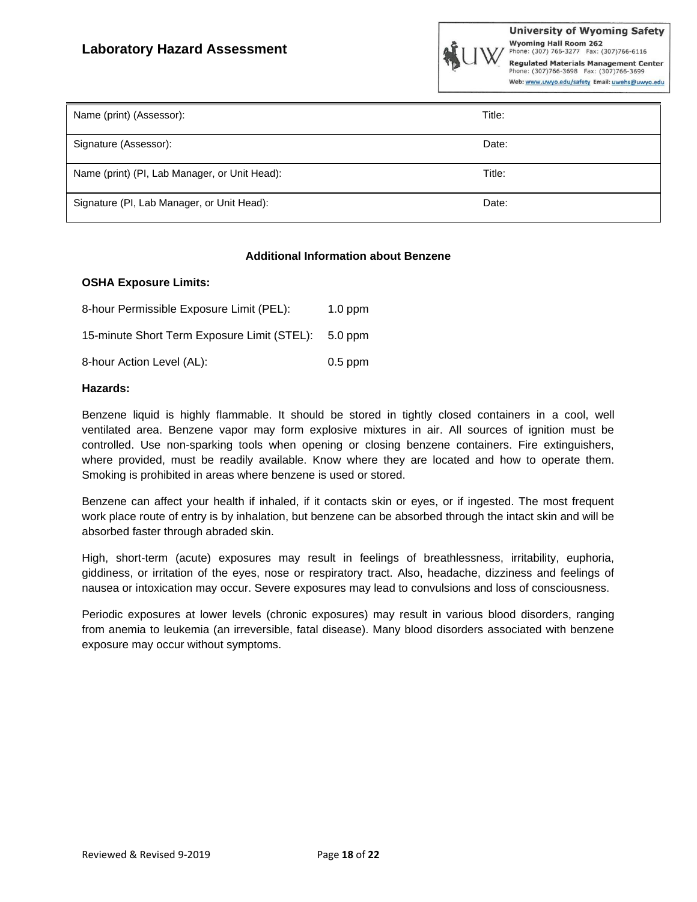# Laboratory Hazard Assessment

| Name (print) (Assessor): | Title: |
|---|---|
| Signature (Assessor): | Date: |
| Name (print) (PI, Lab Manager, or Unit Head): | Title: |
| Signature (PI, Lab Manager, or Unit Head): | Date: |

## Additional Information about Benzene

**OSHA Exposure Limits:**

8-hour Permissible Exposure Limit (PEL): 1.0 ppm

15-minute Short Term Exposure Limit (STEL): 5.0 ppm

8-hour Action Level (AL): 0.5 ppm

**Hazards:**

Benzene liquid is highly flammable. It should be stored in tightly closed containers in a cool, well ventilated area. Benzene vapor may form explosive mixtures in air. All sources of ignition must be controlled. Use non-sparking tools when opening or closing benzene containers. Fire extinguishers, where provided, must be readily available. Know where they are located and how to operate them. Smoking is prohibited in areas where benzene is used or stored.

Benzene can affect your health if inhaled, if it contacts skin or eyes, or if ingested. The most frequent work place route of entry is by inhalation, but benzene can be absorbed through the intact skin and will be absorbed faster through abraded skin.

High, short-term (acute) exposures may result in feelings of breathlessness, irritability, euphoria, giddiness, or irritation of the eyes, nose or respiratory tract. Also, headache, dizziness and feelings of nausea or intoxication may occur. Severe exposures may lead to convulsions and loss of consciousness.

Periodic exposures at lower levels (chronic exposures) may result in various blood disorders, ranging from anemia to leukemia (an irreversible, fatal disease). Many blood disorders associated with benzene exposure may occur without symptoms.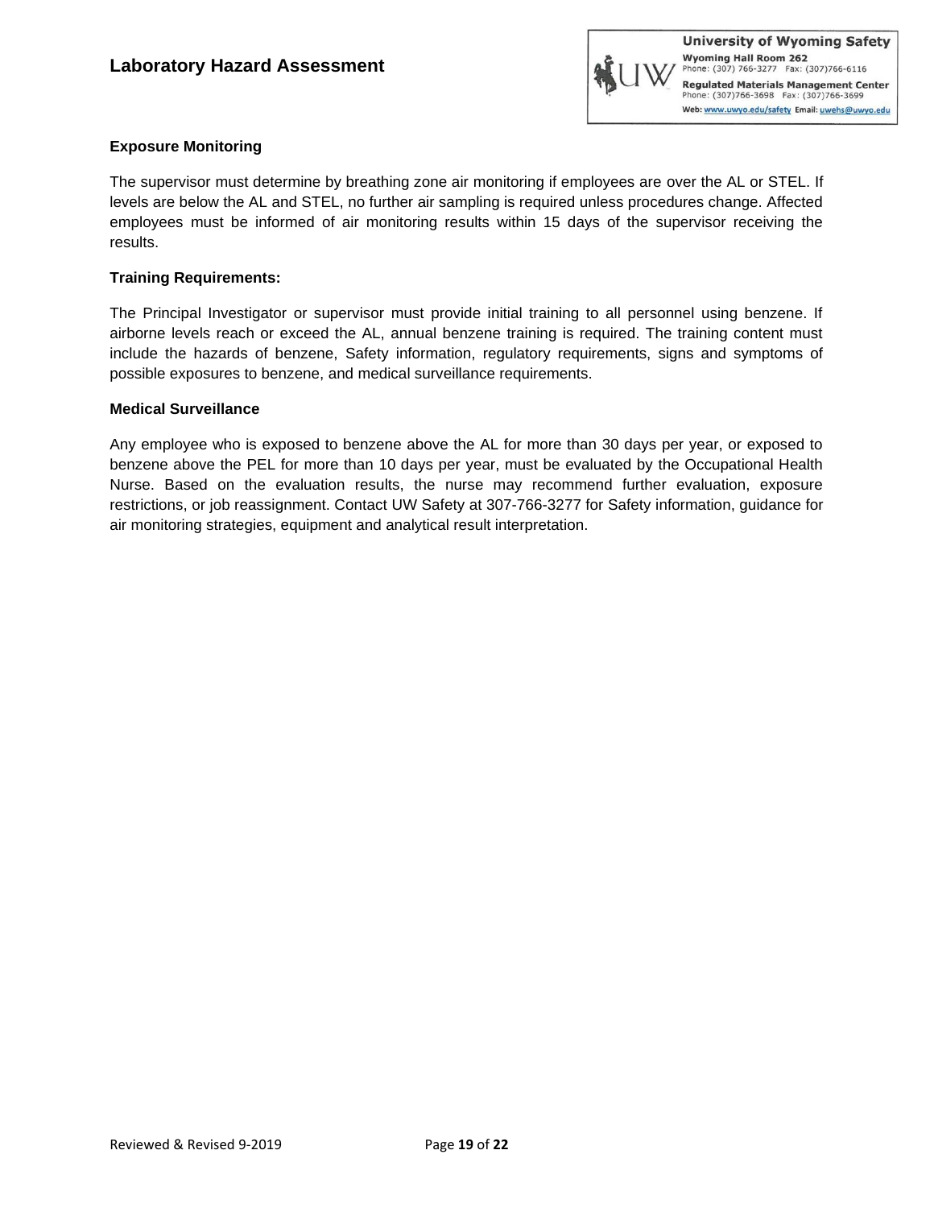### Exposure Monitoring

The supervisor must determine by breathing zone air monitoring if employees are over the AL or STEL. If levels are below the AL and STEL, no further air sampling is required unless procedures change. Affected employees must be informed of air monitoring results within 15 days of the supervisor receiving the results.

### Training Requirements:

The Principal Investigator or supervisor must provide initial training to all personnel using benzene. If airborne levels reach or exceed the AL, annual benzene training is required. The training content must include the hazards of benzene, Safety information, regulatory requirements, signs and symptoms of possible exposures to benzene, and medical surveillance requirements.

### Medical Surveillance

Any employee who is exposed to benzene above the AL for more than 30 days per year, or exposed to benzene above the PEL for more than 10 days per year, must be evaluated by the Occupational Health Nurse. Based on the evaluation results, the nurse may recommend further evaluation, exposure restrictions, or job reassignment. Contact UW Safety at 307-766-3277 for Safety information, guidance for air monitoring strategies, equipment and analytical result interpretation.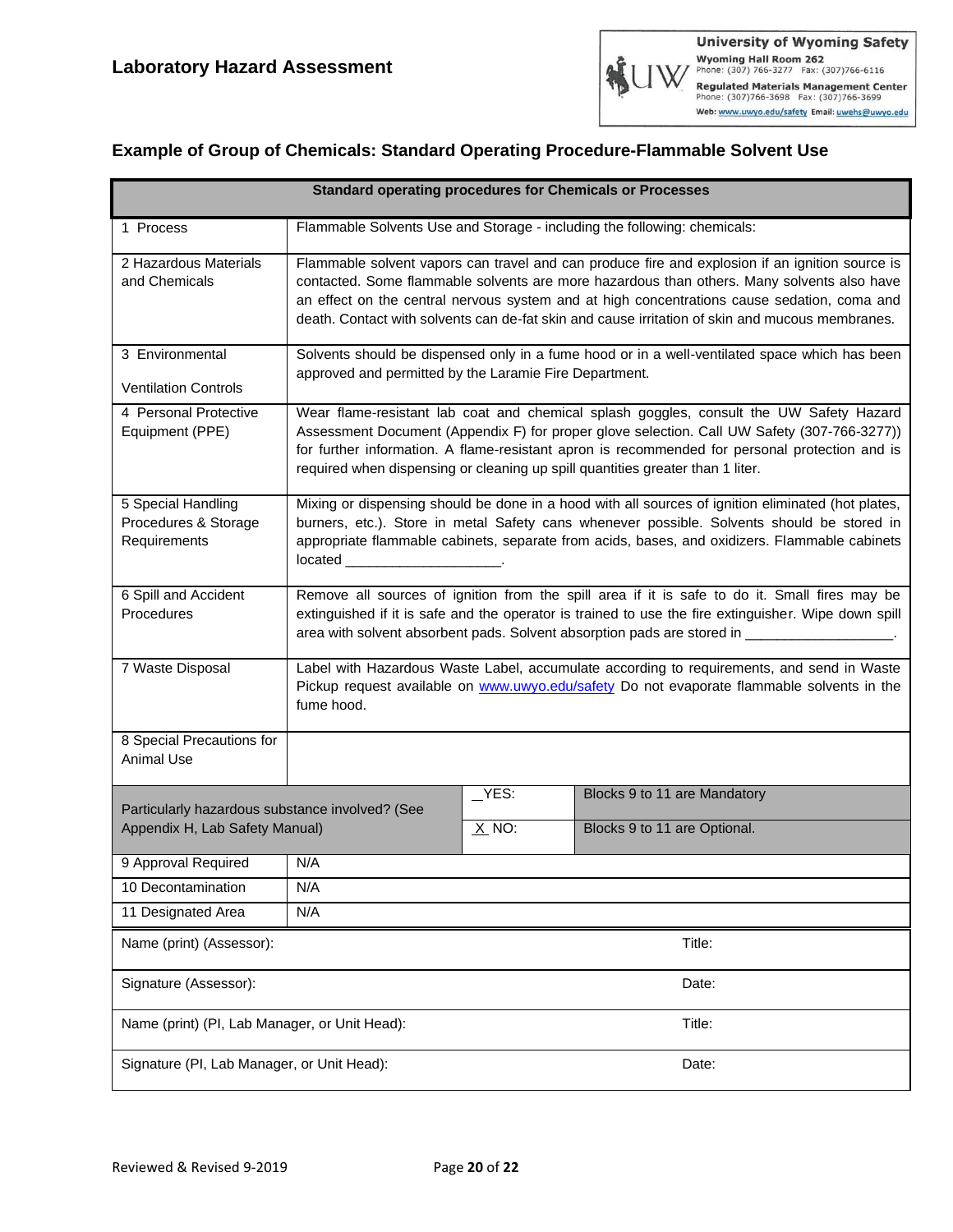## Laboratory Hazard Assessment

### Example of Group of Chemicals: Standard Operating Procedure-Flammable Solvent Use

| Standard operating procedures for Chemicals or Processes | | | |
|---|---|---|---|
| 1 Process | Flammable Solvents Use and Storage - including the following: chemicals: | | |
| 2 Hazardous Materials and Chemicals | Flammable solvent vapors can travel and can produce fire and explosion if an ignition source is contacted. Some flammable solvents are more hazardous than others. Many solvents also have an effect on the central nervous system and at high concentrations cause sedation, coma and death. Contact with solvents can de-fat skin and cause irritation of skin and mucous membranes. | | |
| 3 Environmental Ventilation Controls | Solvents should be dispensed only in a fume hood or in a well-ventilated space which has been approved and permitted by the Laramie Fire Department. | | |
| 4 Personal Protective Equipment (PPE) | Wear flame-resistant lab coat and chemical splash goggles, consult the UW Safety Hazard Assessment Document (Appendix F) for proper glove selection. Call UW Safety (307-766-3277)) for further information. A flame-resistant apron is recommended for personal protection and is required when dispensing or cleaning up spill quantities greater than 1 liter. | | |
| 5 Special Handling Procedures & Storage Requirements | Mixing or dispensing should be done in a hood with all sources of ignition eliminated (hot plates, burners, etc.). Store in metal Safety cans whenever possible. Solvents should be stored in appropriate flammable cabinets, separate from acids, bases, and oxidizers. Flammable cabinets located ____________________. | | |
| 6 Spill and Accident Procedures | Remove all sources of ignition from the spill area if it is safe to do it. Small fires may be extinguished if it is safe and the operator is trained to use the fire extinguisher. Wipe down spill area with solvent absorbent pads. Solvent absorption pads are stored in ___________________. | | |
| 7 Waste Disposal | Label with Hazardous Waste Label, accumulate according to requirements, and send in Waste Pickup request available on www.uwyo.edu/safety Do not evaporate flammable solvents in the fume hood. | | |
| 8 Special Precautions for Animal Use | | | |
| Particularly hazardous substance involved? (See Appendix H, Lab Safety Manual) | | _YES: | Blocks 9 to 11 are Mandatory |
| | | X NO: | Blocks 9 to 11 are Optional. |
| 9 Approval Required | N/A | | |
| 10 Decontamination | N/A | | |
| 11 Designated Area | N/A | | |

| | |
|---|---|
| Name (print) (Assessor): | Title: |
| Signature (Assessor): | Date: |
| Name (print) (PI, Lab Manager, or Unit Head): | Title: |
| Signature (PI, Lab Manager, or Unit Head): | Date: |

Reviewed & Revised 9-2019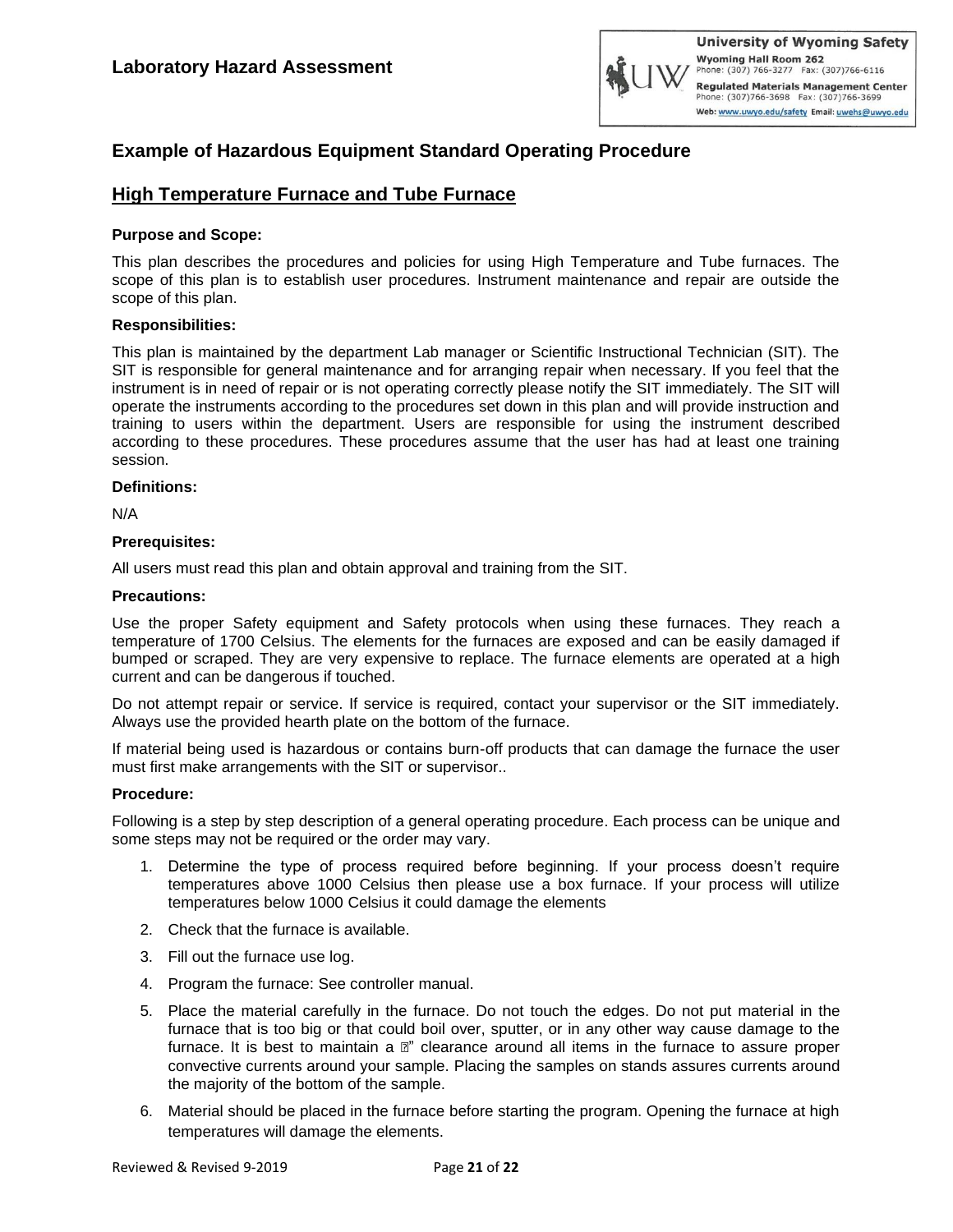# Laboratory Hazard Assessment

## Example of Hazardous Equipment Standard Operating Procedure

## High Temperature Furnace and Tube Furnace

**Purpose and Scope:**

This plan describes the procedures and policies for using High Temperature and Tube furnaces. The scope of this plan is to establish user procedures. Instrument maintenance and repair are outside the scope of this plan.

**Responsibilities:**

This plan is maintained by the department Lab manager or Scientific Instructional Technician (SIT). The SIT is responsible for general maintenance and for arranging repair when necessary. If you feel that the instrument is in need of repair or is not operating correctly please notify the SIT immediately. The SIT will operate the instruments according to the procedures set down in this plan and will provide instruction and training to users within the department. Users are responsible for using the instrument described according to these procedures. These procedures assume that the user has had at least one training session.

**Definitions:**

N/A

**Prerequisites:**

All users must read this plan and obtain approval and training from the SIT.

**Precautions:**

Use the proper Safety equipment and Safety protocols when using these furnaces. They reach a temperature of 1700 Celsius. The elements for the furnaces are exposed and can be easily damaged if bumped or scraped. They are very expensive to replace. The furnace elements are operated at a high current and can be dangerous if touched.

Do not attempt repair or service. If service is required, contact your supervisor or the SIT immediately. Always use the provided hearth plate on the bottom of the furnace.

If material being used is hazardous or contains burn-off products that can damage the furnace the user must first make arrangements with the SIT or supervisor..

**Procedure:**

Following is a step by step description of a general operating procedure. Each process can be unique and some steps may not be required or the order may vary.

1. Determine the type of process required before beginning. If your process doesn't require temperatures above 1000 Celsius then please use a box furnace. If your process will utilize temperatures below 1000 Celsius it could damage the elements
2. Check that the furnace is available.
3. Fill out the furnace use log.
4. Program the furnace: See controller manual.
5. Place the material carefully in the furnace. Do not touch the edges. Do not put material in the furnace that is too big or that could boil over, sputter, or in any other way cause damage to the furnace. It is best to maintain a ½" clearance around all items in the furnace to assure proper convective currents around your sample. Placing the samples on stands assures currents around the majority of the bottom of the sample.
6. Material should be placed in the furnace before starting the program. Opening the furnace at high temperatures will damage the elements.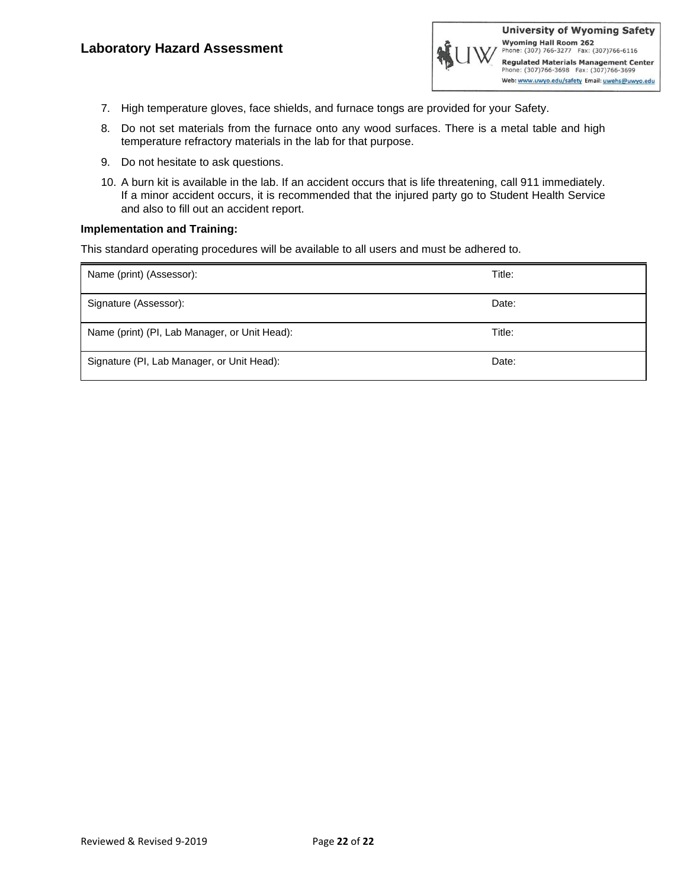7. High temperature gloves, face shields, and furnace tongs are provided for your Safety.
8. Do not set materials from the furnace onto any wood surfaces. There is a metal table and high temperature refractory materials in the lab for that purpose.
9. Do not hesitate to ask questions.
10. A burn kit is available in the lab. If an accident occurs that is life threatening, call 911 immediately. If a minor accident occurs, it is recommended that the injured party go to Student Health Service and also to fill out an accident report.

**Implementation and Training:**

This standard operating procedures will be available to all users and must be adhered to.

| | |
|---|---|
| Name (print) (Assessor): | Title: |
| Signature (Assessor): | Date: |
| Name (print) (PI, Lab Manager, or Unit Head): | Title: |
| Signature (PI, Lab Manager, or Unit Head): | Date: |